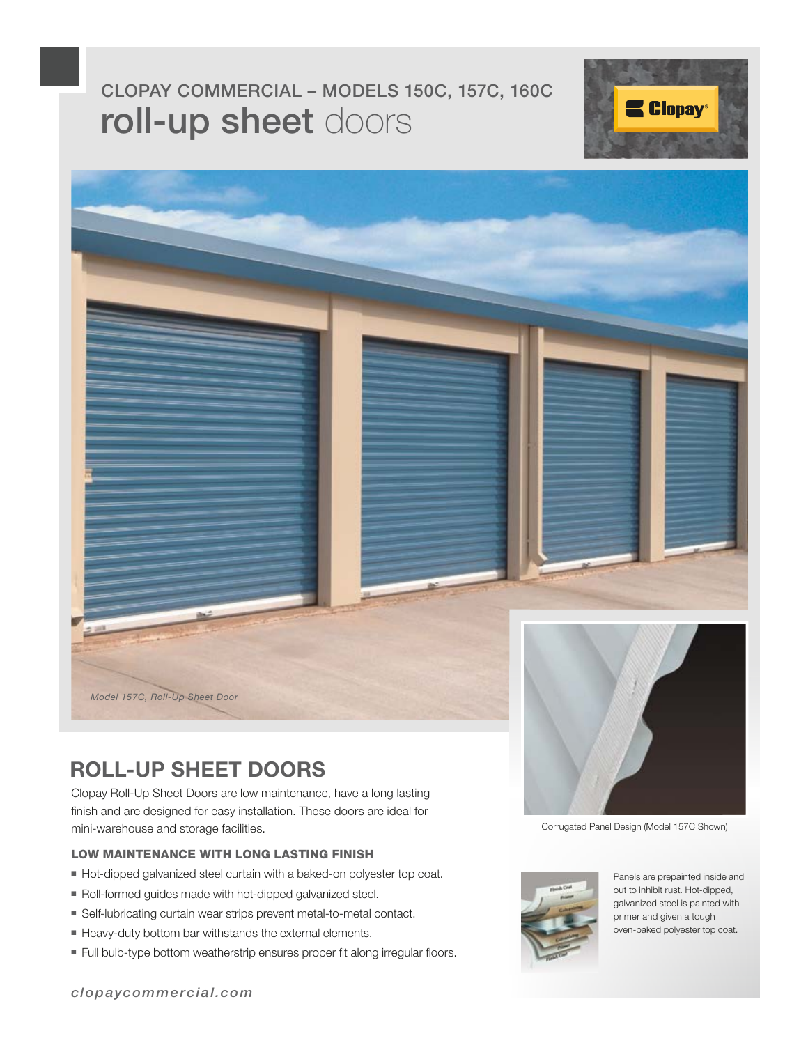CLOPAY COMMERCIAL – MODELS 150C, 157C, 160C

# roll-up sheet doors

*Model 157C, Roll-Up Sheet Door*

Corrugated Panel Design (Model 157C Shown)

## ROLL-UP SHEET DOORS

Clopay Roll-Up Sheet Doors are low maintenance, have a long lasting finish and are designed for easy installation. These doors are ideal for mini-warehouse and storage facilities.

### LOW MAINTENANCE WITH LONG LASTING FINISH

- Hot-dipped galvanized steel curtain with a baked-on polyester top coat.
- Roll-formed guides made with hot-dipped galvanized steel.
- Self-lubricating curtain wear strips prevent metal-to-metal contact.
- Heavy-duty bottom bar withstands the external elements.
- Full bulb-type bottom weatherstrip ensures proper fit along irregular floors.

Panels are prepainted inside and out to inhibit rust. Hot-dipped, galvanized steel is painted with primer and given a tough oven-baked polyester top coat.

*clopaycommercial.com*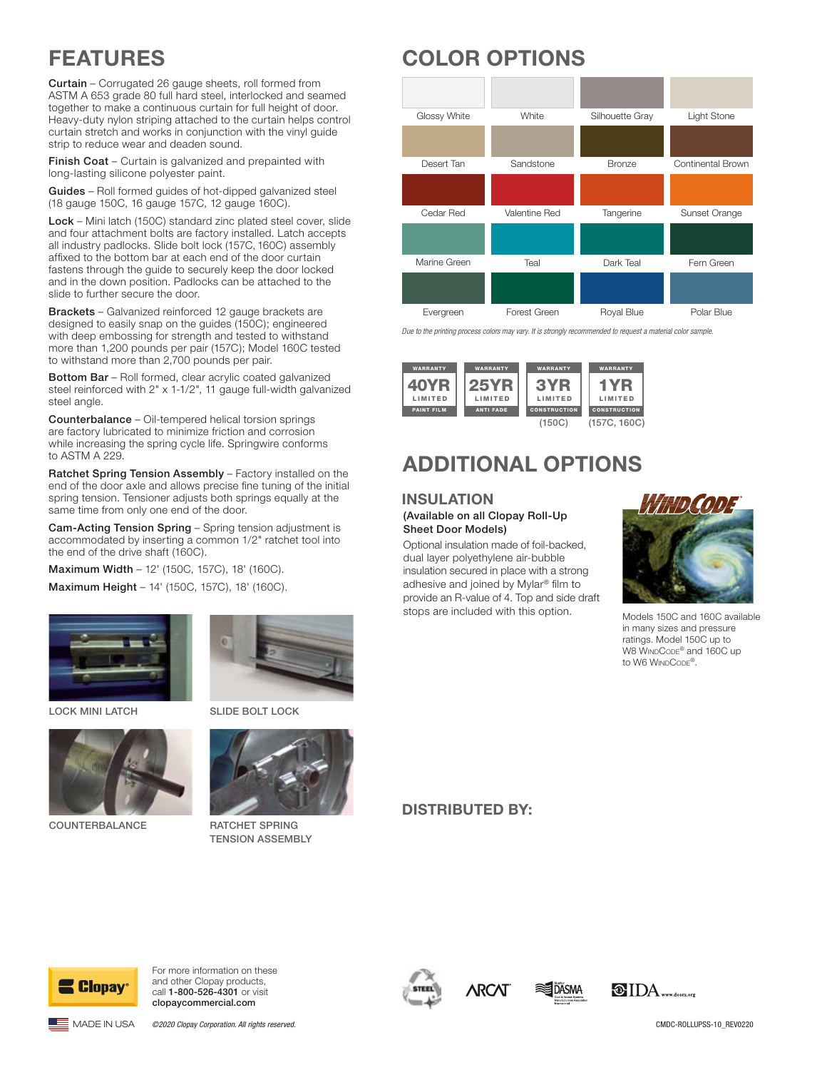## FEATURES

**Curtain** – Corrugated 26 gauge sheets, roll formed from ASTM A 653 grade 80 full hard steel, interlocked and seamed together to make a continuous curtain for full height of door. Heavy-duty nylon striping attached to the curtain helps control curtain stretch and works in conjunction with the vinyl guide strip to reduce wear and deaden sound.

**Finish Coat** – Curtain is galvanized and prepainted with long-lasting silicone polyester paint.

**Guides** – Roll formed guides of hot-dipped galvanized steel (18 gauge 150C, 16 gauge 157C, 12 gauge 160C).

**Lock** – Mini latch (150C) standard zinc plated steel cover, slide and four attachment bolts are factory installed. Latch accepts all industry padlocks. Slide bolt lock (157C, 160C) assembly affixed to the bottom bar at each end of the door curtain fastens through the guide to securely keep the door locked and in the down position. Padlocks can be attached to the slide to further secure the door.

**Brackets** – Galvanized reinforced 12 gauge brackets are designed to easily snap on the guides (150C); engineered with deep embossing for strength and tested to withstand more than 1,200 pounds per pair (157C); Model 160C tested to withstand more than 2,700 pounds per pair.

**Bottom Bar** – Roll formed, clear acrylic coated galvanized steel reinforced with 2" x 1-1/2", 11 gauge full-width galvanized steel angle.

**Counterbalance** – Oil-tempered helical torsion springs are factory lubricated to minimize friction and corrosion while increasing the spring cycle life. Springwire conforms to ASTM A 229.

**Ratchet Spring Tension Assembly** – Factory installed on the end of the door axle and allows precise fine tuning of the initial spring tension. Tensioner adjusts both springs equally at the same time from only one end of the door.

**Cam-Acting Tension Spring** – Spring tension adjustment is accommodated by inserting a common 1/2" ratchet tool into the end of the drive shaft (160C).

**Maximum Width** – 12' (150C, 157C), 18' (160C).

**Maximum Height** – 14' (150C, 157C), 18' (160C).

LOCK MINI LATCH

SLIDE BOLT LOCK

COUNTERBALANCE

RATCHET SPRING TENSION ASSEMBLY

## COLOR OPTIONS

| | | | |
|---|---|---|---|
| Glossy White | White | Silhouette Gray | Light Stone |
| Desert Tan | Sandstone | Bronze | Continental Brown |
| Cedar Red | Valentine Red | Tangerine | Sunset Orange |
| Marine Green | Teal | Dark Teal | Fern Green |
| Evergreen | Forest Green | Royal Blue | Polar Blue |

*Due to the printing process colors may vary. It is strongly recommended to request a material color sample.*

| | | | |
|---|---|---|---|
| WARRANTY 40YR LIMITED PAINT FILM | WARRANTY 25YR LIMITED ANTI FADE | WARRANTY 3YR LIMITED CONSTRUCTION (150C) | WARRANTY 1YR LIMITED CONSTRUCTION (157C, 160C) |

## ADDITIONAL OPTIONS

### INSULATION

**(Available on all Clopay Roll-Up Sheet Door Models)**

Optional insulation made of foil-backed, dual layer polyethylene air-bubble insulation secured in place with a strong adhesive and joined by Mylar® film to provide an R-value of 4. Top and side draft stops are included with this option.

WINDCODE

Models 150C and 160C available in many sizes and pressure ratings. Model 150C up to W8 WindCode® and 160C up to W6 WindCode®.

### DISTRIBUTED BY:

Clopay®

For more information on these and other Clopay products, call **1-800-526-4301** or visit **clopaycommercial.com**

MADE IN USA

*©2020 Clopay Corporation. All rights reserved.*

CMDC-ROLLUPSS-10_REV0220